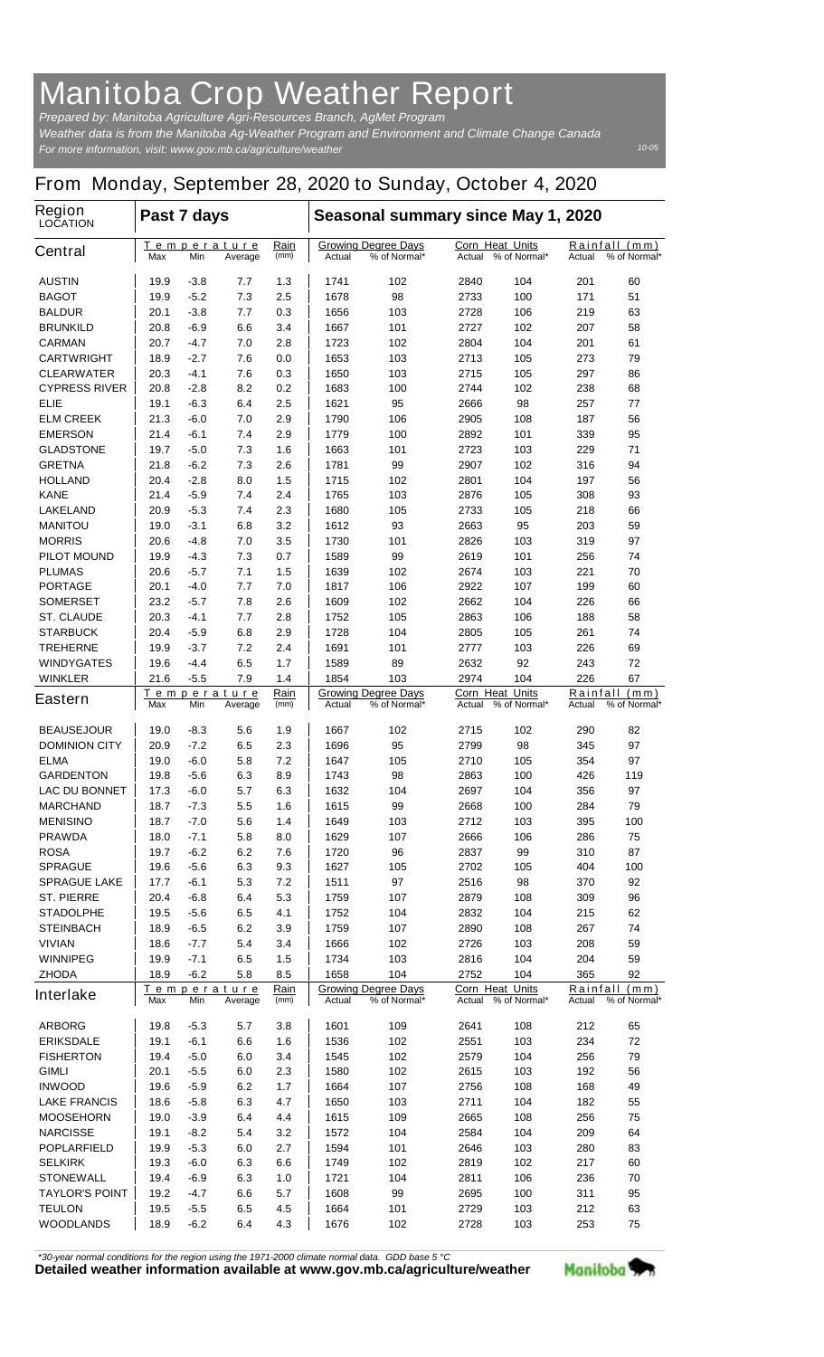# Manitoba Crop Weather Report

*Prepared by: Manitoba Agriculture Agri-Resources Branch, AgMet Program*
*Weather data is from the Manitoba Ag-Weather Program and Environment and Climate Change Canada*
*For more information, visit: www.gov.mb.ca/agriculture/weather*

10-05

## From Monday, September 28, 2020 to Sunday, October 4, 2020

| Region LOCATION | Past 7 days | | | | Seasonal summary since May 1, 2020 | | | | | |
|---|---|---|---|---|---|---|---|---|---|---|
| | Temperature | | | Rain | Growing Degree Days | | Corn Heat Units | | Rainfall (mm) | |
| **Central** | Max | Min | Average | (mm) | Actual | % of Normal* | Actual | % of Normal* | Actual | % of Normal* |
| AUSTIN | 19.9 | -3.8 | 7.7 | 1.3 | 1741 | 102 | 2840 | 104 | 201 | 60 |
| BAGOT | 19.9 | -5.2 | 7.3 | 2.5 | 1678 | 98 | 2733 | 100 | 171 | 51 |
| BALDUR | 20.1 | -3.8 | 7.7 | 0.3 | 1656 | 103 | 2728 | 106 | 219 | 63 |
| BRUNKILD | 20.8 | -6.9 | 6.6 | 3.4 | 1667 | 101 | 2727 | 102 | 207 | 58 |
| CARMAN | 20.7 | -4.7 | 7.0 | 2.8 | 1723 | 102 | 2804 | 104 | 201 | 61 |
| CARTWRIGHT | 18.9 | -2.7 | 7.6 | 0.0 | 1653 | 103 | 2713 | 105 | 273 | 79 |
| CLEARWATER | 20.3 | -4.1 | 7.6 | 0.3 | 1650 | 103 | 2715 | 105 | 297 | 86 |
| CYPRESS RIVER | 20.8 | -2.8 | 8.2 | 0.2 | 1683 | 100 | 2744 | 102 | 238 | 68 |
| ELIE | 19.1 | -6.3 | 6.4 | 2.5 | 1621 | 95 | 2666 | 98 | 257 | 77 |
| ELM CREEK | 21.3 | -6.0 | 7.0 | 2.9 | 1790 | 106 | 2905 | 108 | 187 | 56 |
| EMERSON | 21.4 | -6.1 | 7.4 | 2.9 | 1779 | 100 | 2892 | 101 | 339 | 95 |
| GLADSTONE | 19.7 | -5.0 | 7.3 | 1.6 | 1663 | 101 | 2723 | 103 | 229 | 71 |
| GRETNA | 21.8 | -6.2 | 7.3 | 2.6 | 1781 | 99 | 2907 | 102 | 316 | 94 |
| HOLLAND | 20.4 | -2.8 | 8.0 | 1.5 | 1715 | 102 | 2801 | 104 | 197 | 56 |
| KANE | 21.4 | -5.9 | 7.4 | 2.4 | 1765 | 103 | 2876 | 105 | 308 | 93 |
| LAKELAND | 20.9 | -5.3 | 7.4 | 2.3 | 1680 | 105 | 2733 | 105 | 218 | 66 |
| MANITOU | 19.0 | -3.1 | 6.8 | 3.2 | 1612 | 93 | 2663 | 95 | 203 | 59 |
| MORRIS | 20.6 | -4.8 | 7.0 | 3.5 | 1730 | 101 | 2826 | 103 | 319 | 97 |
| PILOT MOUND | 19.9 | -4.3 | 7.3 | 0.7 | 1589 | 99 | 2619 | 101 | 256 | 74 |
| PLUMAS | 20.6 | -5.7 | 7.1 | 1.5 | 1639 | 102 | 2674 | 103 | 221 | 70 |
| PORTAGE | 20.1 | -4.0 | 7.7 | 7.0 | 1817 | 106 | 2922 | 107 | 199 | 60 |
| SOMERSET | 23.2 | -5.7 | 7.8 | 2.6 | 1609 | 102 | 2662 | 104 | 226 | 66 |
| ST. CLAUDE | 20.3 | -4.1 | 7.7 | 2.8 | 1752 | 105 | 2863 | 106 | 188 | 58 |
| STARBUCK | 20.4 | -5.9 | 6.8 | 2.9 | 1728 | 104 | 2805 | 105 | 261 | 74 |
| TREHERNE | 19.9 | -3.7 | 7.2 | 2.4 | 1691 | 101 | 2777 | 103 | 226 | 69 |
| WINDYGATES | 19.6 | -4.4 | 6.5 | 1.7 | 1589 | 89 | 2632 | 92 | 243 | 72 |
| WINKLER | 21.6 | -5.5 | 7.9 | 1.4 | 1854 | 103 | 2974 | 104 | 226 | 67 |
| **Eastern** | Max | Min | Average | (mm) | Actual | % of Normal* | Actual | % of Normal* | Actual | % of Normal* |
| BEAUSEJOUR | 19.0 | -8.3 | 5.6 | 1.9 | 1667 | 102 | 2715 | 102 | 290 | 82 |
| DOMINION CITY | 20.9 | -7.2 | 6.5 | 2.3 | 1696 | 95 | 2799 | 98 | 345 | 97 |
| ELMA | 19.0 | -6.0 | 5.8 | 7.2 | 1647 | 105 | 2710 | 105 | 354 | 97 |
| GARDENTON | 19.8 | -5.6 | 6.3 | 8.9 | 1743 | 98 | 2863 | 100 | 426 | 119 |
| LAC DU BONNET | 17.3 | -6.0 | 5.7 | 6.3 | 1632 | 104 | 2697 | 104 | 356 | 97 |
| MARCHAND | 18.7 | -7.3 | 5.5 | 1.6 | 1615 | 99 | 2668 | 100 | 284 | 79 |
| MENISINO | 18.7 | -7.0 | 5.6 | 1.4 | 1649 | 103 | 2712 | 103 | 395 | 100 |
| PRAWDA | 18.0 | -7.1 | 5.8 | 8.0 | 1629 | 107 | 2666 | 106 | 286 | 75 |
| ROSA | 19.7 | -6.2 | 6.2 | 7.6 | 1720 | 96 | 2837 | 99 | 310 | 87 |
| SPRAGUE | 19.6 | -5.6 | 6.3 | 9.3 | 1627 | 105 | 2702 | 105 | 404 | 100 |
| SPRAGUE LAKE | 17.7 | -6.1 | 5.3 | 7.2 | 1511 | 97 | 2516 | 98 | 370 | 92 |
| ST. PIERRE | 20.4 | -6.8 | 6.4 | 5.3 | 1759 | 107 | 2879 | 108 | 309 | 96 |
| STADOLPHE | 19.5 | -5.6 | 6.5 | 4.1 | 1752 | 104 | 2832 | 104 | 215 | 62 |
| STEINBACH | 18.9 | -6.5 | 6.2 | 3.9 | 1759 | 107 | 2890 | 108 | 267 | 74 |
| VIVIAN | 18.6 | -7.7 | 5.4 | 3.4 | 1666 | 102 | 2726 | 103 | 208 | 59 |
| WINNIPEG | 19.9 | -7.1 | 6.5 | 1.5 | 1734 | 103 | 2816 | 104 | 204 | 59 |
| ZHODA | 18.9 | -6.2 | 5.8 | 8.5 | 1658 | 104 | 2752 | 104 | 365 | 92 |
| **Interlake** | Max | Min | Average | (mm) | Actual | % of Normal* | Actual | % of Normal* | Actual | % of Normal* |
| ARBORG | 19.8 | -5.3 | 5.7 | 3.8 | 1601 | 109 | 2641 | 108 | 212 | 65 |
| ERIKSDALE | 19.1 | -6.1 | 6.6 | 1.6 | 1536 | 102 | 2551 | 103 | 234 | 72 |
| FISHERTON | 19.4 | -5.0 | 6.0 | 3.4 | 1545 | 102 | 2579 | 104 | 256 | 79 |
| GIMLI | 20.1 | -5.5 | 6.0 | 2.3 | 1580 | 102 | 2615 | 103 | 192 | 56 |
| INWOOD | 19.6 | -5.9 | 6.2 | 1.7 | 1664 | 107 | 2756 | 108 | 168 | 49 |
| LAKE FRANCIS | 18.6 | -5.8 | 6.3 | 4.7 | 1650 | 103 | 2711 | 104 | 182 | 55 |
| MOOSEHORN | 19.0 | -3.9 | 6.4 | 4.4 | 1615 | 109 | 2665 | 108 | 256 | 75 |
| NARCISSE | 19.1 | -8.2 | 5.4 | 3.2 | 1572 | 104 | 2584 | 104 | 209 | 64 |
| POPLARFIELD | 19.9 | -5.3 | 6.0 | 2.7 | 1594 | 101 | 2646 | 103 | 280 | 83 |
| SELKIRK | 19.3 | -6.0 | 6.3 | 6.6 | 1749 | 102 | 2819 | 102 | 217 | 60 |
| STONEWALL | 19.4 | -6.9 | 6.3 | 1.0 | 1721 | 104 | 2811 | 106 | 236 | 70 |
| TAYLOR'S POINT | 19.2 | -4.7 | 6.6 | 5.7 | 1608 | 99 | 2695 | 100 | 311 | 95 |
| TEULON | 19.5 | -5.5 | 6.5 | 4.5 | 1664 | 101 | 2729 | 103 | 212 | 63 |
| WOODLANDS | 18.9 | -6.2 | 6.4 | 4.3 | 1676 | 102 | 2728 | 103 | 253 | 75 |

*\*30-year normal conditions for the region using the 1971-2000 climate normal data. GDD base 5 °C*

**Detailed weather information available at www.gov.mb.ca/agriculture/weather**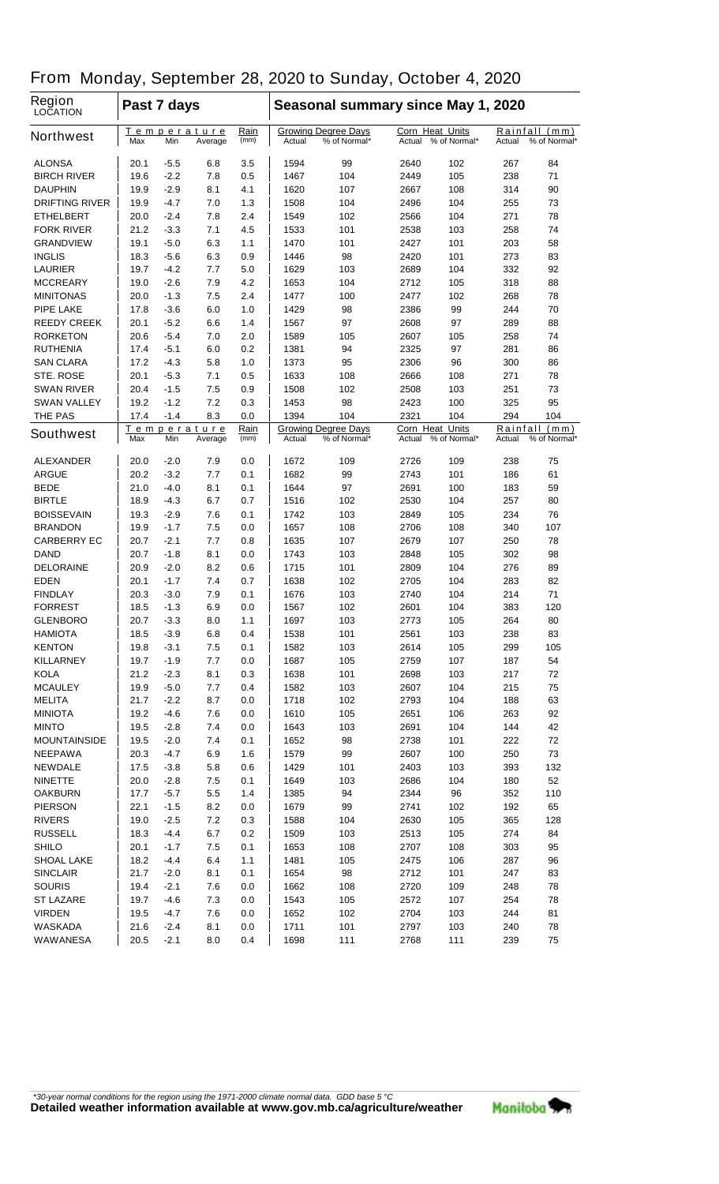# From Monday, September 28, 2020 to Sunday, October 4, 2020

| Region LOCATION | Past 7 days | | | | Seasonal summary since May 1, 2020 | | | | | |
|---|---|---|---|---|---|---|---|---|---|---|
| **Northwest** | Temperature Max | Min | Average | Rain (mm) | Growing Degree Days Actual | % of Normal* | Corn Heat Units Actual | % of Normal* | Rainfall (mm) Actual | % of Normal* |
| ALONSA | 20.1 | -5.5 | 6.8 | 3.5 | 1594 | 99 | 2640 | 102 | 267 | 84 |
| BIRCH RIVER | 19.6 | -2.2 | 7.8 | 0.5 | 1467 | 104 | 2449 | 105 | 238 | 71 |
| DAUPHIN | 19.9 | -2.9 | 8.1 | 4.1 | 1620 | 107 | 2667 | 108 | 314 | 90 |
| DRIFTING RIVER | 19.9 | -4.7 | 7.0 | 1.3 | 1508 | 104 | 2496 | 104 | 255 | 73 |
| ETHELBERT | 20.0 | -2.4 | 7.8 | 2.4 | 1549 | 102 | 2566 | 104 | 271 | 78 |
| FORK RIVER | 21.2 | -3.3 | 7.1 | 4.5 | 1533 | 101 | 2538 | 103 | 258 | 74 |
| GRANDVIEW | 19.1 | -5.0 | 6.3 | 1.1 | 1470 | 101 | 2427 | 101 | 203 | 58 |
| INGLIS | 18.3 | -5.6 | 6.3 | 0.9 | 1446 | 98 | 2420 | 101 | 273 | 83 |
| LAURIER | 19.7 | -4.2 | 7.7 | 5.0 | 1629 | 103 | 2689 | 104 | 332 | 92 |
| MCCREARY | 19.0 | -2.6 | 7.9 | 4.2 | 1653 | 104 | 2712 | 105 | 318 | 88 |
| MINITONAS | 20.0 | -1.3 | 7.5 | 2.4 | 1477 | 100 | 2477 | 102 | 268 | 78 |
| PIPE LAKE | 17.8 | -3.6 | 6.0 | 1.0 | 1429 | 98 | 2386 | 99 | 244 | 70 |
| REEDY CREEK | 20.1 | -5.2 | 6.6 | 1.4 | 1567 | 97 | 2608 | 97 | 289 | 88 |
| RORKETON | 20.6 | -5.4 | 7.0 | 2.0 | 1589 | 105 | 2607 | 105 | 258 | 74 |
| RUTHENIA | 17.4 | -5.1 | 6.0 | 0.2 | 1381 | 94 | 2325 | 97 | 281 | 86 |
| SAN CLARA | 17.2 | -4.3 | 5.8 | 1.0 | 1373 | 95 | 2306 | 96 | 300 | 86 |
| STE. ROSE | 20.1 | -5.3 | 7.1 | 0.5 | 1633 | 108 | 2666 | 108 | 271 | 78 |
| SWAN RIVER | 20.4 | -1.5 | 7.5 | 0.9 | 1508 | 102 | 2508 | 103 | 251 | 73 |
| SWAN VALLEY | 19.2 | -1.2 | 7.2 | 0.3 | 1453 | 98 | 2423 | 100 | 325 | 95 |
| THE PAS | 17.4 | -1.4 | 8.3 | 0.0 | 1394 | 104 | 2321 | 104 | 294 | 104 |
| **Southwest** | Temperature Max | Min | Average | Rain (mm) | Growing Degree Days Actual | % of Normal* | Corn Heat Units Actual | % of Normal* | Rainfall (mm) Actual | % of Normal* |
| ALEXANDER | 20.0 | -2.0 | 7.9 | 0.0 | 1672 | 109 | 2726 | 109 | 238 | 75 |
| ARGUE | 20.2 | -3.2 | 7.7 | 0.1 | 1682 | 99 | 2743 | 101 | 186 | 61 |
| BEDE | 21.0 | -4.0 | 8.1 | 0.1 | 1644 | 97 | 2691 | 100 | 183 | 59 |
| BIRTLE | 18.9 | -4.3 | 6.7 | 0.7 | 1516 | 102 | 2530 | 104 | 257 | 80 |
| BOISSEVAIN | 19.3 | -2.9 | 7.6 | 0.1 | 1742 | 103 | 2849 | 105 | 234 | 76 |
| BRANDON | 19.9 | -1.7 | 7.5 | 0.0 | 1657 | 108 | 2706 | 108 | 340 | 107 |
| CARBERRY EC | 20.7 | -2.1 | 7.7 | 0.8 | 1635 | 107 | 2679 | 107 | 250 | 78 |
| DAND | 20.7 | -1.8 | 8.1 | 0.0 | 1743 | 103 | 2848 | 105 | 302 | 98 |
| DELORAINE | 20.9 | -2.0 | 8.2 | 0.6 | 1715 | 101 | 2809 | 104 | 276 | 89 |
| EDEN | 20.1 | -1.7 | 7.4 | 0.7 | 1638 | 102 | 2705 | 104 | 283 | 82 |
| FINDLAY | 20.3 | -3.0 | 7.9 | 0.1 | 1676 | 103 | 2740 | 104 | 214 | 71 |
| FORREST | 18.5 | -1.3 | 6.9 | 0.0 | 1567 | 102 | 2601 | 104 | 383 | 120 |
| GLENBORO | 20.7 | -3.3 | 8.0 | 1.1 | 1697 | 103 | 2773 | 105 | 264 | 80 |
| HAMIOTA | 18.5 | -3.9 | 6.8 | 0.4 | 1538 | 101 | 2561 | 103 | 238 | 83 |
| KENTON | 19.8 | -3.1 | 7.5 | 0.1 | 1582 | 103 | 2614 | 105 | 299 | 105 |
| KILLARNEY | 19.7 | -1.9 | 7.7 | 0.0 | 1687 | 105 | 2759 | 107 | 187 | 54 |
| KOLA | 21.2 | -2.3 | 8.1 | 0.3 | 1638 | 101 | 2698 | 103 | 217 | 72 |
| MCAULEY | 19.9 | -5.0 | 7.7 | 0.4 | 1582 | 103 | 2607 | 104 | 215 | 75 |
| MELITA | 21.7 | -2.2 | 8.7 | 0.0 | 1718 | 102 | 2793 | 104 | 188 | 63 |
| MINIOTA | 19.2 | -4.6 | 7.6 | 0.0 | 1610 | 105 | 2651 | 106 | 263 | 92 |
| MINTO | 19.5 | -2.8 | 7.4 | 0.0 | 1643 | 103 | 2691 | 104 | 144 | 42 |
| MOUNTAINSIDE | 19.5 | -2.0 | 7.4 | 0.1 | 1652 | 98 | 2738 | 101 | 222 | 72 |
| NEEPAWA | 20.3 | -4.7 | 6.9 | 1.6 | 1579 | 99 | 2607 | 100 | 250 | 73 |
| NEWDALE | 17.5 | -3.8 | 5.8 | 0.6 | 1429 | 101 | 2403 | 103 | 393 | 132 |
| NINETTE | 20.0 | -2.8 | 7.5 | 0.1 | 1649 | 103 | 2686 | 104 | 180 | 52 |
| OAKBURN | 17.7 | -5.7 | 5.5 | 1.4 | 1385 | 94 | 2344 | 96 | 352 | 110 |
| PIERSON | 22.1 | -1.5 | 8.2 | 0.0 | 1679 | 99 | 2741 | 102 | 192 | 65 |
| RIVERS | 19.0 | -2.5 | 7.2 | 0.3 | 1588 | 104 | 2630 | 105 | 365 | 128 |
| RUSSELL | 18.3 | -4.4 | 6.7 | 0.2 | 1509 | 103 | 2513 | 105 | 274 | 84 |
| SHILO | 20.1 | -1.7 | 7.5 | 0.1 | 1653 | 108 | 2707 | 108 | 303 | 95 |
| SHOAL LAKE | 18.2 | -4.4 | 6.4 | 1.1 | 1481 | 105 | 2475 | 106 | 287 | 96 |
| SINCLAIR | 21.7 | -2.0 | 8.1 | 0.1 | 1654 | 98 | 2712 | 101 | 247 | 83 |
| SOURIS | 19.4 | -2.1 | 7.6 | 0.0 | 1662 | 108 | 2720 | 109 | 248 | 78 |
| ST LAZARE | 19.7 | -4.6 | 7.3 | 0.0 | 1543 | 105 | 2572 | 107 | 254 | 78 |
| VIRDEN | 19.5 | -4.7 | 7.6 | 0.0 | 1652 | 102 | 2704 | 103 | 244 | 81 |
| WASKADA | 21.6 | -2.4 | 8.1 | 0.0 | 1711 | 101 | 2797 | 103 | 240 | 78 |
| WAWANESA | 20.5 | -2.1 | 8.0 | 0.4 | 1698 | 111 | 2768 | 111 | 239 | 75 |

*30-year normal conditions for the region using the 1971-2000 climate normal data. GDD base 5 °C

**Detailed weather information available at www.gov.mb.ca/agriculture/weather**

Manitoba